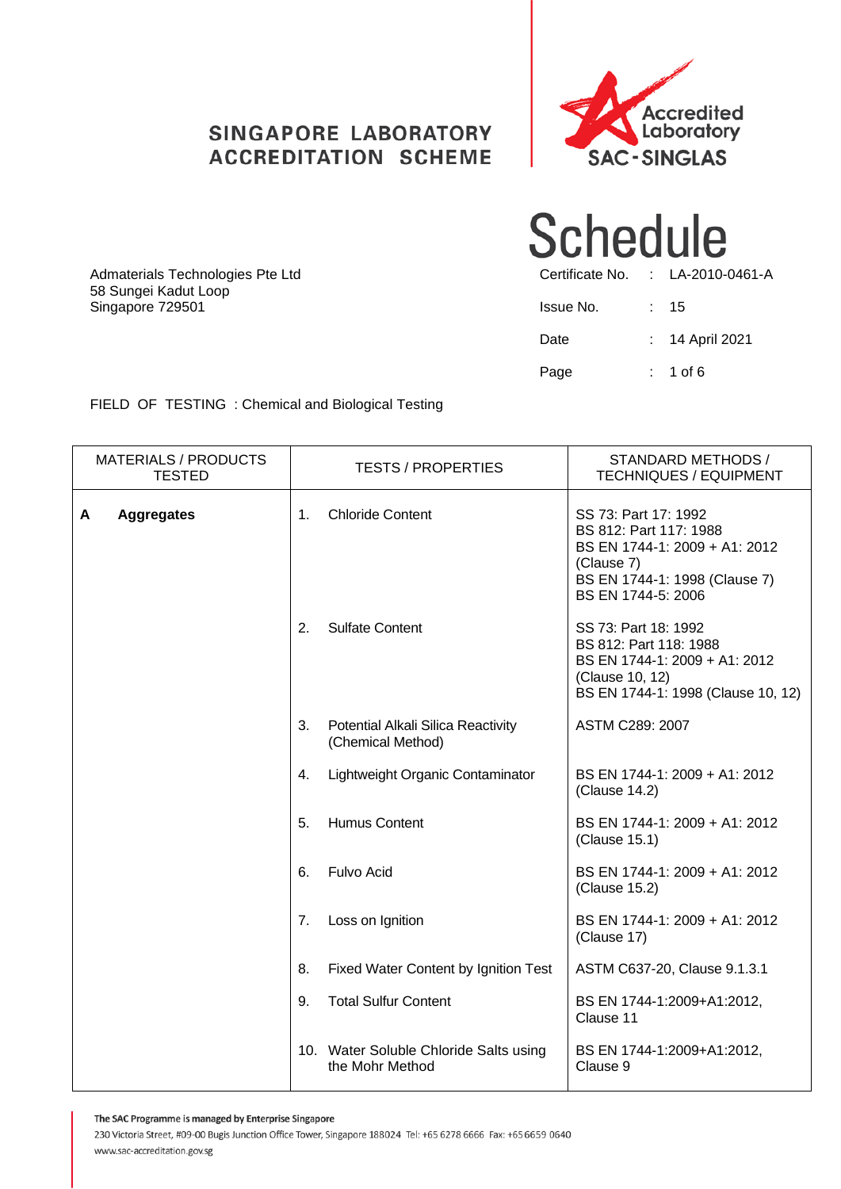**SINGAPORE LABORATORY ACCREDITATION SCHEME**

Accredited Laboratory
SAC-SINGLAS

# Schedule

Admaterials Technologies Pte Ltd
58 Sungei Kadut Loop
Singapore 729501

| | | |
|---|---|---|
| Certificate No. | : | LA-2010-0461-A |
| Issue No. | : | 15 |
| Date | : | 14 April 2021 |

FIELD OF TESTING : Chemical and Biological Testing

| MATERIALS / PRODUCTS TESTED | TESTS / PROPERTIES | STANDARD METHODS / TECHNIQUES / EQUIPMENT |
|---|---|---|
| **A Aggregates** | 1. Chloride Content | SS 73: Part 17: 1992<br>BS 812: Part 117: 1988<br>BS EN 1744-1: 2009 + A1: 2012 (Clause 7)<br>BS EN 1744-1: 1998 (Clause 7)<br>BS EN 1744-5: 2006 |
| | 2. Sulfate Content | SS 73: Part 18: 1992<br>BS 812: Part 118: 1988<br>BS EN 1744-1: 2009 + A1: 2012 (Clause 10, 12)<br>BS EN 1744-1: 1998 (Clause 10, 12) |
| | 3. Potential Alkali Silica Reactivity (Chemical Method) | ASTM C289: 2007 |
| | 4. Lightweight Organic Contaminator | BS EN 1744-1: 2009 + A1: 2012 (Clause 14.2) |
| | 5. Humus Content | BS EN 1744-1: 2009 + A1: 2012 (Clause 15.1) |
| | 6. Fulvo Acid | BS EN 1744-1: 2009 + A1: 2012 (Clause 15.2) |
| | 7. Loss on Ignition | BS EN 1744-1: 2009 + A1: 2012 (Clause 17) |
| | 8. Fixed Water Content by Ignition Test | ASTM C637-20, Clause 9.1.3.1 |
| | 9. Total Sulfur Content | BS EN 1744-1:2009+A1:2012, Clause 11 |
| | 10. Water Soluble Chloride Salts using the Mohr Method | BS EN 1744-1:2009+A1:2012, Clause 9 |

The SAC Programme is managed by Enterprise Singapore
230 Victoria Street, #09-00 Bugis Junction Office Tower, Singapore 188024 Tel: +65 6278 6666 Fax: +65 6659 0640
www.sac-accreditation.gov.sg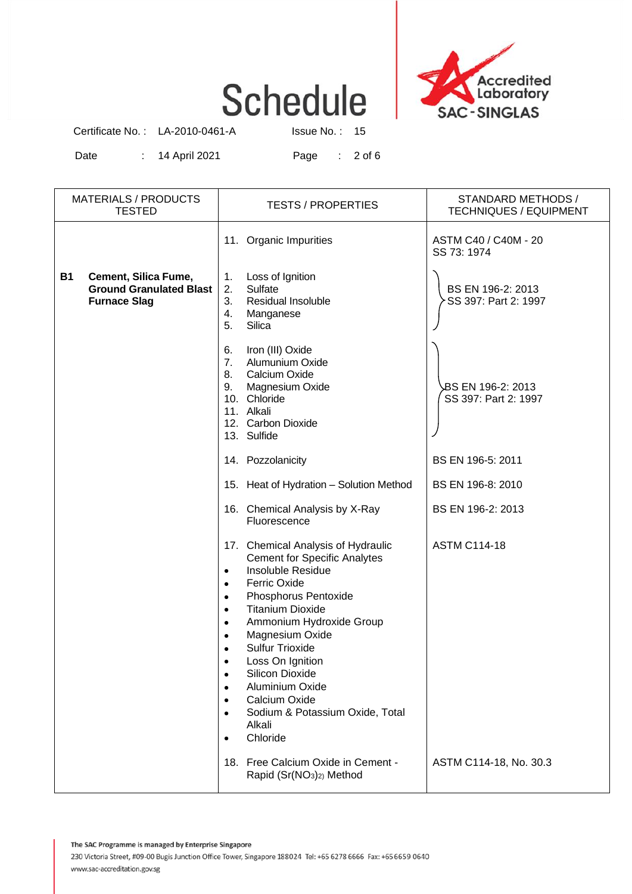# Schedule

Certificate No. : LA-2010-0461-A     Issue No. : 15

Date : 14 April 2021

| MATERIALS / PRODUCTS TESTED | TESTS / PROPERTIES | STANDARD METHODS / TECHNIQUES / EQUIPMENT |
|---|---|---|
| | 11. Organic Impurities | ASTM C40 / C40M - 20<br>SS 73: 1974 |
| **B1 Cement, Silica Fume, Ground Granulated Blast Furnace Slag** | 1. Loss of Ignition<br>2. Sulfate<br>3. Residual Insoluble<br>4. Manganese<br>5. Silica | BS EN 196-2: 2013<br>SS 397: Part 2: 1997 |
| | 6. Iron (III) Oxide<br>7. Alumunium Oxide<br>8. Calcium Oxide<br>9. Magnesium Oxide<br>10. Chloride<br>11. Alkali<br>12. Carbon Dioxide<br>13. Sulfide | BS EN 196-2: 2013<br>SS 397: Part 2: 1997 |
| | 14. Pozzolanicity | BS EN 196-5: 2011 |
| | 15. Heat of Hydration – Solution Method | BS EN 196-8: 2010 |
| | 16. Chemical Analysis by X-Ray Fluorescence | BS EN 196-2: 2013 |
| | 17. Chemical Analysis of Hydraulic Cement for Specific Analytes<br>• Insoluble Residue<br>• Ferric Oxide<br>• Phosphorus Pentoxide<br>• Titanium Dioxide<br>• Ammonium Hydroxide Group<br>• Magnesium Oxide<br>• Sulfur Trioxide<br>• Loss On Ignition<br>• Silicon Dioxide<br>• Aluminium Oxide<br>• Calcium Oxide<br>• Sodium & Potassium Oxide, Total Alkali<br>• Chloride | ASTM C114-18 |
| | 18. Free Calcium Oxide in Cement - Rapid ($Sr(NO_3)_2$) Method | ASTM C114-18, No. 30.3 |

The SAC Programme is managed by Enterprise Singapore
230 Victoria Street, #09-00 Bugis Junction Office Tower, Singapore 188024 Tel: +65 6278 6666 Fax: +65 6659 0640
www.sac-accreditation.gov.sg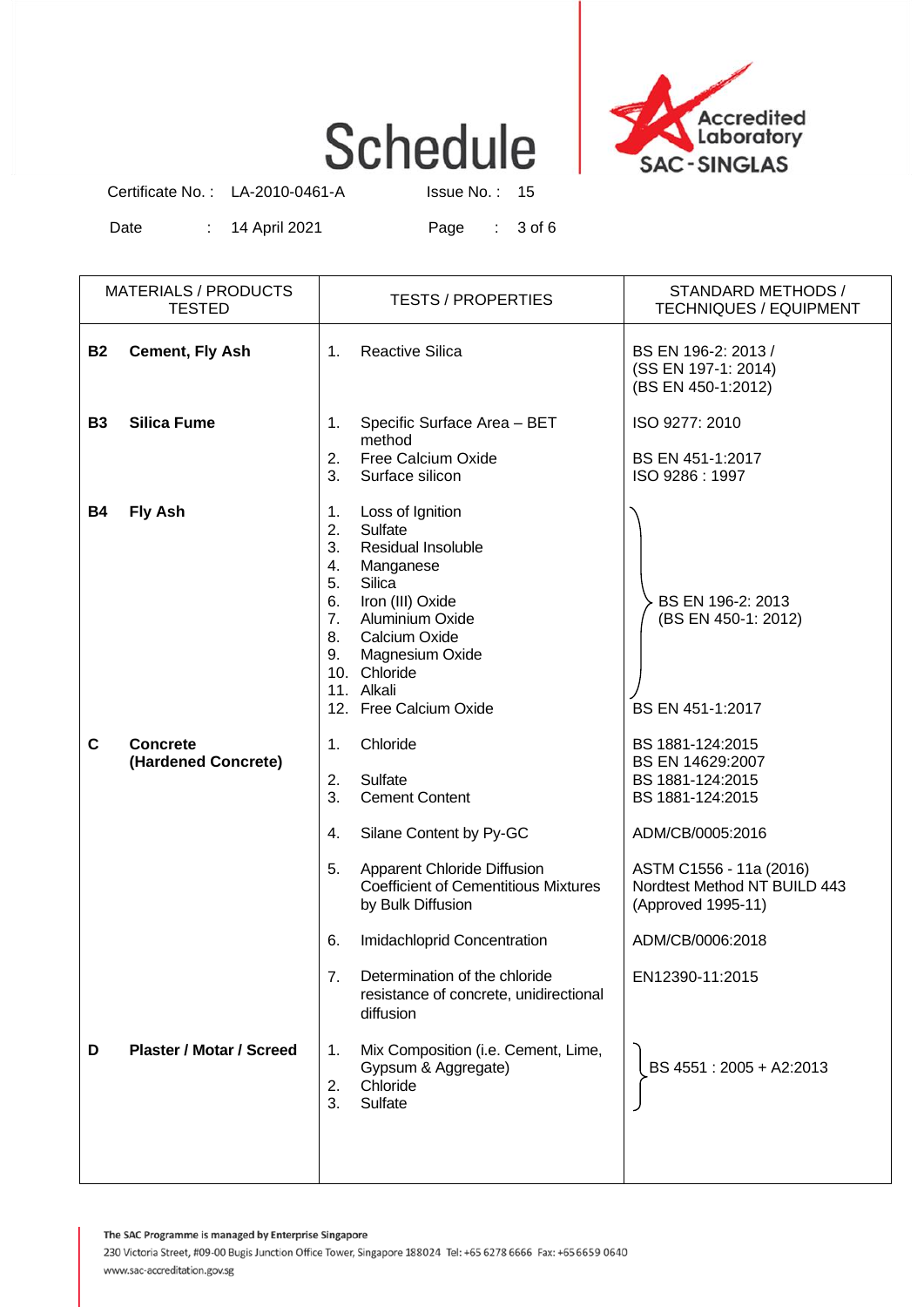# Schedule

Certificate No. : LA-2010-0461-A    Issue No. : 15

Date : 14 April 2021

| MATERIALS / PRODUCTS TESTED | TESTS / PROPERTIES | STANDARD METHODS / TECHNIQUES / EQUIPMENT |
|---|---|---|
| **B2 Cement, Fly Ash** | 1. Reactive Silica | BS EN 196-2: 2013 / (SS EN 197-1: 2014) (BS EN 450-1:2012) |
| **B3 Silica Fume** | 1. Specific Surface Area – BET method | ISO 9277: 2010 |
| | 2. Free Calcium Oxide | BS EN 451-1:2017 |
| | 3. Surface silicon | ISO 9286 : 1997 |
| **B4 Fly Ash** | 1. Loss of Ignition<br>2. Sulfate<br>3. Residual Insoluble<br>4. Manganese<br>5. Silica<br>6. Iron (III) Oxide<br>7. Aluminium Oxide<br>8. Calcium Oxide<br>9. Magnesium Oxide<br>10. Chloride<br>11. Alkali | BS EN 196-2: 2013 (BS EN 450-1: 2012) |
| | 12. Free Calcium Oxide | BS EN 451-1:2017 |
| **C Concrete (Hardened Concrete)** | 1. Chloride | BS 1881-124:2015 |
| | | BS EN 14629:2007 |
| | 2. Sulfate | BS 1881-124:2015 |
| | 3. Cement Content | BS 1881-124:2015 |
| | 4. Silane Content by Py-GC | ADM/CB/0005:2016 |
| | 5. Apparent Chloride Diffusion Coefficient of Cementitious Mixtures by Bulk Diffusion | ASTM C1556 - 11a (2016) Nordtest Method NT BUILD 443 (Approved 1995-11) |
| | 6. Imidachloprid Concentration | ADM/CB/0006:2018 |
| | 7. Determination of the chloride resistance of concrete, unidirectional diffusion | EN12390-11:2015 |
| **D Plaster / Motar / Screed** | 1. Mix Composition (i.e. Cement, Lime, Gypsum & Aggregate)<br>2. Chloride<br>3. Sulfate | BS 4551 : 2005 + A2:2013 |

The SAC Programme is managed by Enterprise Singapore
230 Victoria Street, #09-00 Bugis Junction Office Tower, Singapore 188024 Tel: +65 6278 6666 Fax: +65 6659 0640
www.sac-accreditation.gov.sg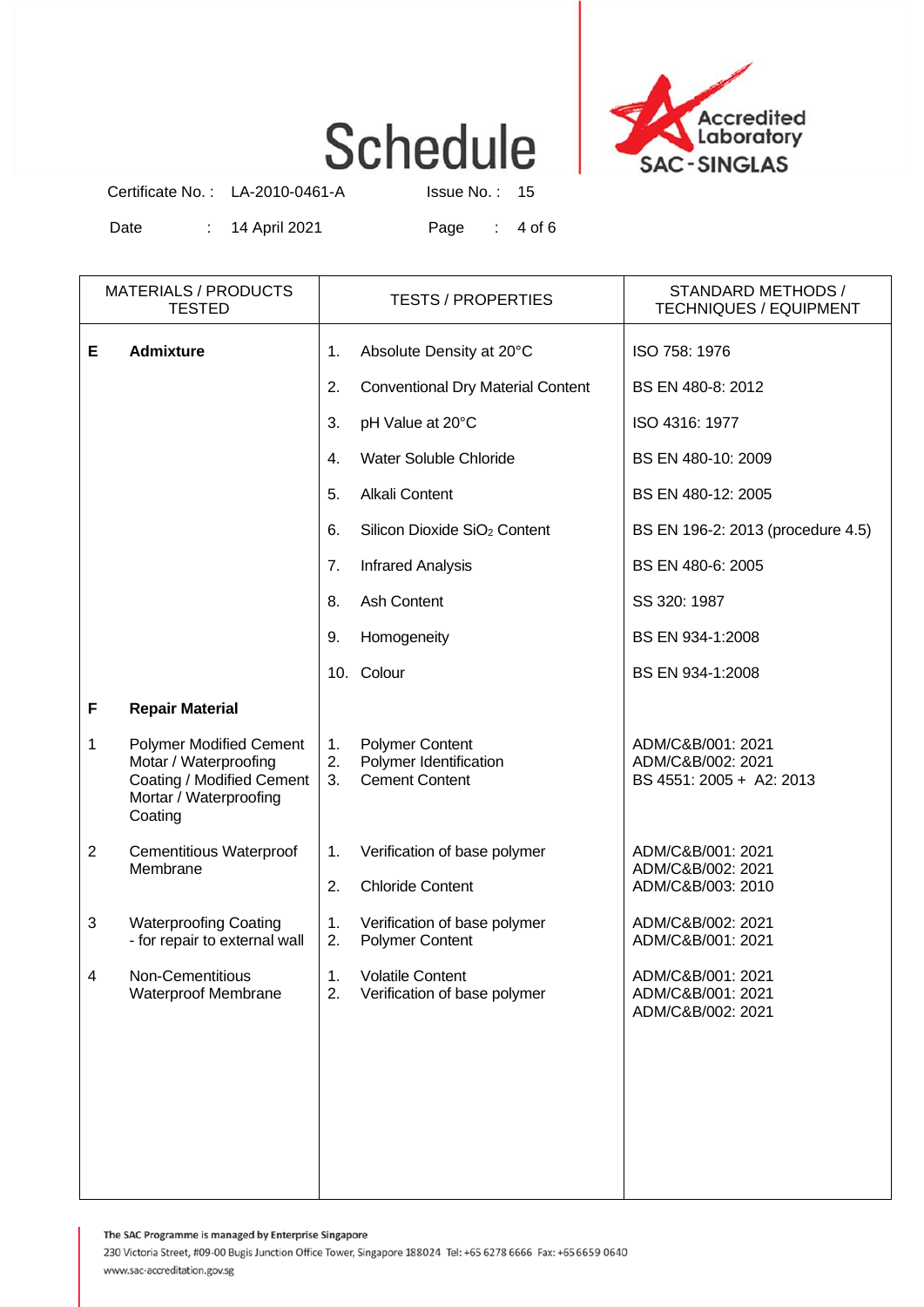# Schedule

Certificate No. : LA-2010-0461-A Issue No. : 15

Date : 14 April 2021

| MATERIALS / PRODUCTS TESTED | TESTS / PROPERTIES | STANDARD METHODS / TECHNIQUES / EQUIPMENT |
|---|---|---|
| **E Admixture** | 1. Absolute Density at 20°C | ISO 758: 1976 |
| | 2. Conventional Dry Material Content | BS EN 480-8: 2012 |
| | 3. pH Value at 20°C | ISO 4316: 1977 |
| | 4. Water Soluble Chloride | BS EN 480-10: 2009 |
| | 5. Alkali Content | BS EN 480-12: 2005 |
| | 6. Silicon Dioxide $SiO_2$ Content | BS EN 196-2: 2013 (procedure 4.5) |
| | 7. Infrared Analysis | BS EN 480-6: 2005 |
| | 8. Ash Content | SS 320: 1987 |
| | 9. Homogeneity | BS EN 934-1:2008 |
| | 10. Colour | BS EN 934-1:2008 |
| **F Repair Material** | | |
| 1 Polymer Modified Cement Motar / Waterproofing Coating / Modified Cement Mortar / Waterproofing Coating | 1. Polymer Content<br>2. Polymer Identification<br>3. Cement Content | ADM/C&B/001: 2021<br>ADM/C&B/002: 2021<br>BS 4551: 2005 + A2: 2013 |
| 2 Cementitious Waterproof Membrane | 1. Verification of base polymer<br>2. Chloride Content | ADM/C&B/001: 2021<br>ADM/C&B/002: 2021<br>ADM/C&B/003: 2010 |
| 3 Waterproofing Coating - for repair to external wall | 1. Verification of base polymer<br>2. Polymer Content | ADM/C&B/002: 2021<br>ADM/C&B/001: 2021 |
| 4 Non-Cementitious Waterproof Membrane | 1. Volatile Content<br>2. Verification of base polymer | ADM/C&B/001: 2021<br>ADM/C&B/001: 2021<br>ADM/C&B/002: 2021 |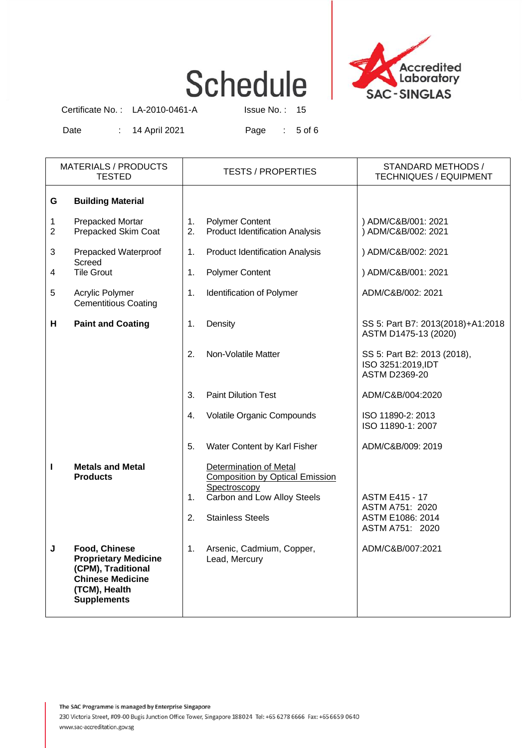# Schedule

Certificate No. : LA-2010-0461-A Issue No. : 15

Date : 14 April 2021

| MATERIALS / PRODUCTS TESTED | TESTS / PROPERTIES | STANDARD METHODS / TECHNIQUES / EQUIPMENT |
|---|---|---|
| **G Building Material** | | |
| 1 Prepacked Mortar<br>2 Prepacked Skim Coat | 1. Polymer Content<br>2. Product Identification Analysis | ) ADM/C&B/001: 2021<br>) ADM/C&B/002: 2021 |
| 3 Prepacked Waterproof Screed | 1. Product Identification Analysis | ) ADM/C&B/002: 2021 |
| 4 Tile Grout | 1. Polymer Content | ) ADM/C&B/001: 2021 |
| 5 Acrylic Polymer Cementitious Coating | 1. Identification of Polymer | ADM/C&B/002: 2021 |
| **H Paint and Coating** | 1. Density | SS 5: Part B7: 2013(2018)+A1:2018<br>ASTM D1475-13 (2020) |
| | 2. Non-Volatile Matter | SS 5: Part B2: 2013 (2018),<br>ISO 3251:2019,IDT<br>ASTM D2369-20 |
| | 3. Paint Dilution Test | ADM/C&B/004:2020 |
| | 4. Volatile Organic Compounds | ISO 11890-2: 2013<br>ISO 11890-1: 2007 |
| | 5. Water Content by Karl Fisher | ADM/C&B/009: 2019 |
| **I Metals and Metal Products** | <u>Determination of Metal Composition by Optical Emission Spectroscopy</u><br>1. Carbon and Low Alloy Steels | <br>ASTM E415 - 17<br>ASTM A751: 2020 |
| | 2. Stainless Steels | ASTM E1086: 2014<br>ASTM A751: 2020 |
| **J Food, Chinese Proprietary Medicine (CPM), Traditional Chinese Medicine (TCM), Health Supplements** | 1. Arsenic, Cadmium, Copper, Lead, Mercury | ADM/C&B/007:2021 |

The SAC Programme is managed by Enterprise Singapore
230 Victoria Street, #09-00 Bugis Junction Office Tower, Singapore 188024 Tel: +65 6278 6666 Fax: +65 6659 0640
www.sac-accreditation.gov.sg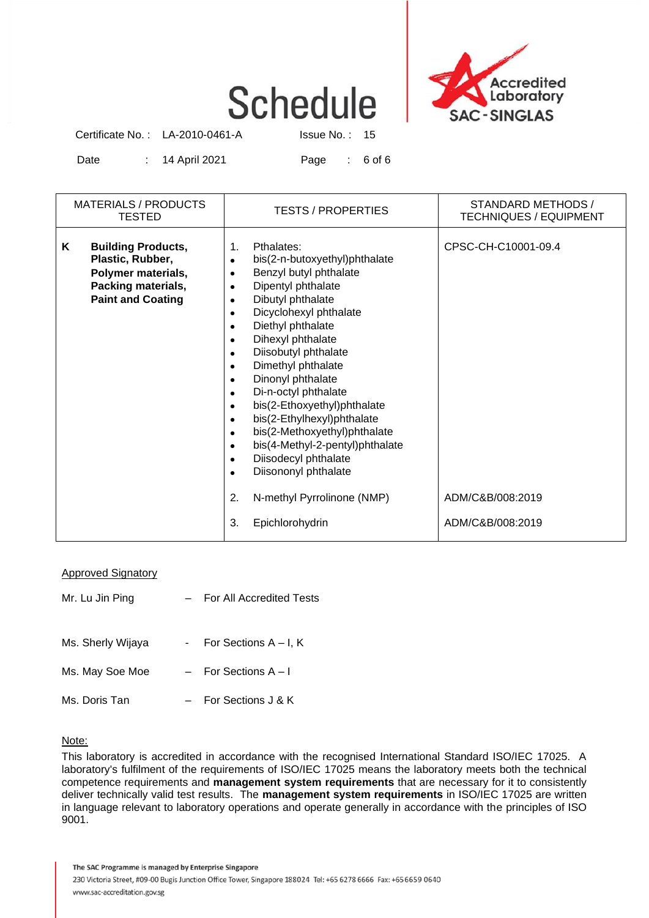# Schedule

Certificate No. : LA-2010-0461-A Issue No. : 15

Date : 14 April 2021

| MATERIALS / PRODUCTS TESTED | TESTS / PROPERTIES | STANDARD METHODS / TECHNIQUES / EQUIPMENT |
|---|---|---|
| **K Building Products, Plastic, Rubber, Polymer materials, Packing materials, Paint and Coating** | 1. Pthalates:<br>• bis(2-n-butoxyethyl)phthalate<br>• Benzyl butyl phthalate<br>• Dipentyl phthalate<br>• Dibutyl phthalate<br>• Dicyclohexyl phthalate<br>• Diethyl phthalate<br>• Dihexyl phthalate<br>• Diisobutyl phthalate<br>• Dimethyl phthalate<br>• Dinonyl phthalate<br>• Di-n-octyl phthalate<br>• bis(2-Ethoxyethyl)phthalate<br>• bis(2-Ethylhexyl)phthalate<br>• bis(2-Methoxyethyl)phthalate<br>• bis(4-Methyl-2-pentyl)phthalate<br>• Diisodecyl phthalate<br>• Diisononyl phthalate | CPSC-CH-C10001-09.4 |
| | 2. N-methyl Pyrrolinone (NMP) | ADM/C&B/008:2019 |
| | 3. Epichlorohydrin | ADM/C&B/008:2019 |

Approved Signatory

Mr. Lu Jin Ping – For All Accredited Tests

Ms. Sherly Wijaya - For Sections A – I, K

Ms. May Soe Moe – For Sections A – I

Ms. Doris Tan – For Sections J & K

Note:

This laboratory is accredited in accordance with the recognised International Standard ISO/IEC 17025. A laboratory's fulfilment of the requirements of ISO/IEC 17025 means the laboratory meets both the technical competence requirements and **management system requirements** that are necessary for it to consistently deliver technically valid test results. The **management system requirements** in ISO/IEC 17025 are written in language relevant to laboratory operations and operate generally in accordance with the principles of ISO 9001.